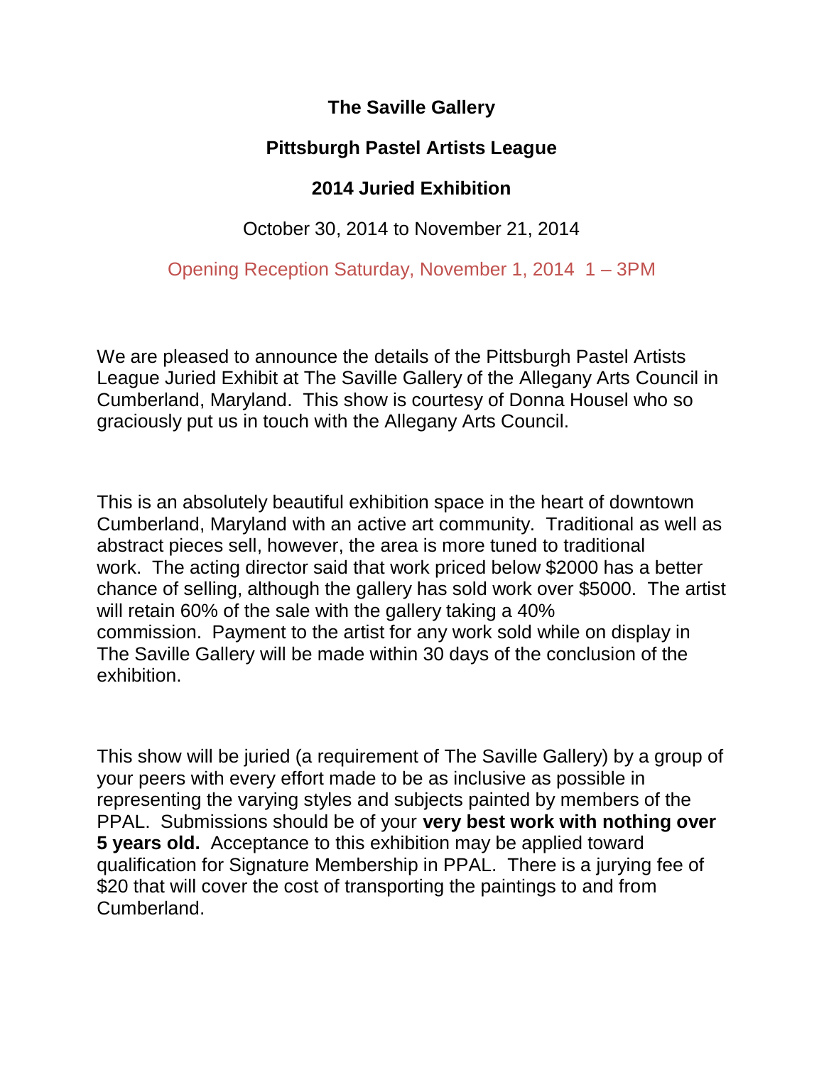# The Saville Gallery

## Pittsburgh Pastel Artists League

## 2014 Juried Exhibition

October 30, 2014 to November 21, 2014

Opening Reception Saturday, November 1, 2014 1 – 3PM

We are pleased to announce the details of the Pittsburgh Pastel Artists League Juried Exhibit at The Saville Gallery of the Allegany Arts Council in Cumberland, Maryland. This show is courtesy of Donna Housel who so graciously put us in touch with the Allegany Arts Council.

This is an absolutely beautiful exhibition space in the heart of downtown Cumberland, Maryland with an active art community. Traditional as well as abstract pieces sell, however, the area is more tuned to traditional work. The acting director said that work priced below $2000 has a better chance of selling, although the gallery has sold work over $5000. The artist will retain 60% of the sale with the gallery taking a 40% commission. Payment to the artist for any work sold while on display in The Saville Gallery will be made within 30 days of the conclusion of the exhibition.

This show will be juried (a requirement of The Saville Gallery) by a group of your peers with every effort made to be as inclusive as possible in representing the varying styles and subjects painted by members of the PPAL. Submissions should be of your **very best work with nothing over 5 years old.** Acceptance to this exhibition may be applied toward qualification for Signature Membership in PPAL. There is a jurying fee of $20 that will cover the cost of transporting the paintings to and from Cumberland.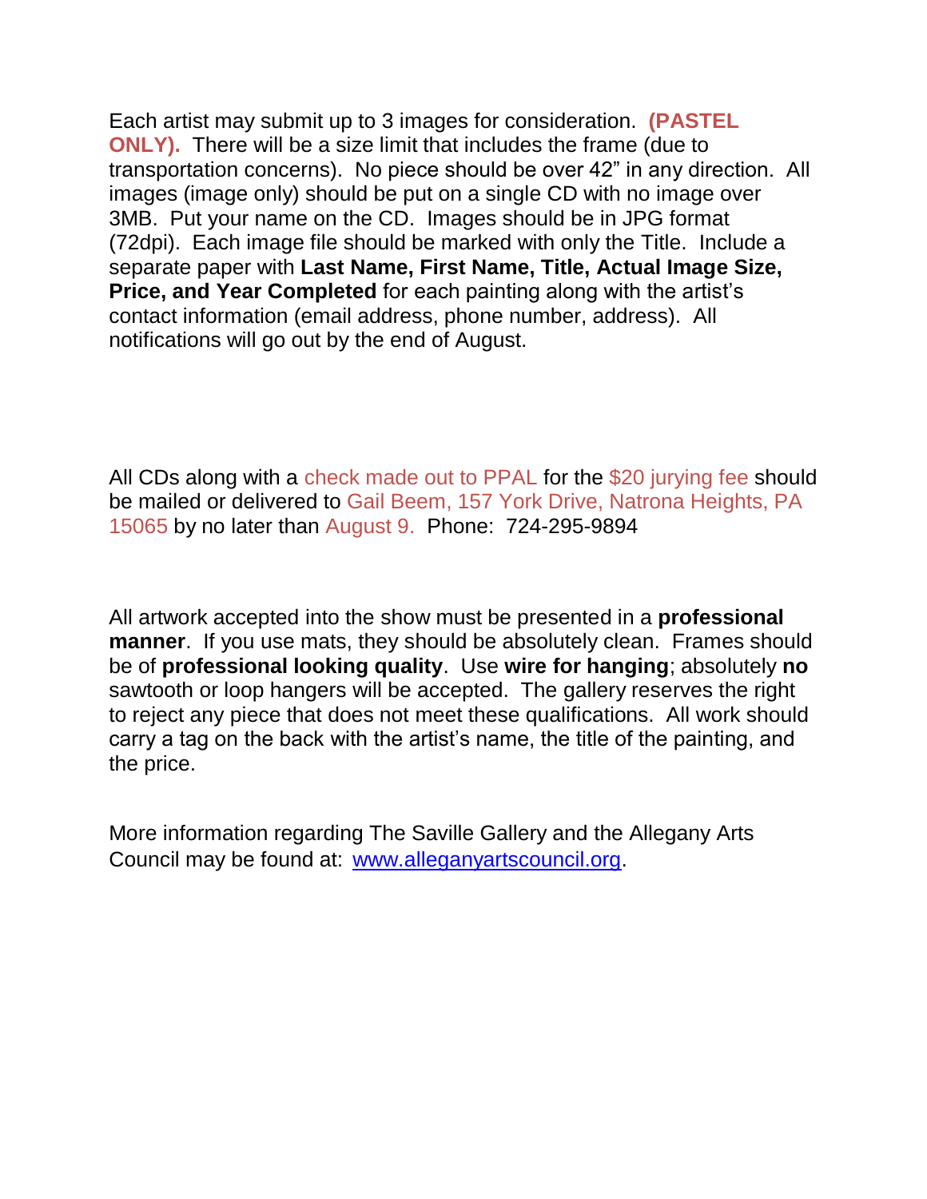Each artist may submit up to 3 images for consideration. **(PASTEL ONLY).** There will be a size limit that includes the frame (due to transportation concerns). No piece should be over 42" in any direction. All images (image only) should be put on a single CD with no image over 3MB. Put your name on the CD. Images should be in JPG format (72dpi). Each image file should be marked with only the Title. Include a separate paper with **Last Name, First Name, Title, Actual Image Size, Price, and Year Completed** for each painting along with the artist's contact information (email address, phone number, address). All notifications will go out by the end of August.

All CDs along with a check made out to PPAL for the $20 jurying fee should be mailed or delivered to Gail Beem, 157 York Drive, Natrona Heights, PA 15065 by no later than August 9. Phone: 724-295-9894

All artwork accepted into the show must be presented in a **professional manner**. If you use mats, they should be absolutely clean. Frames should be of **professional looking quality**. Use **wire for hanging**; absolutely **no** sawtooth or loop hangers will be accepted. The gallery reserves the right to reject any piece that does not meet these qualifications. All work should carry a tag on the back with the artist's name, the title of the painting, and the price.

More information regarding The Saville Gallery and the Allegany Arts Council may be found at: [www.alleganyartscouncil.org](http://www.alleganyartscouncil.org).